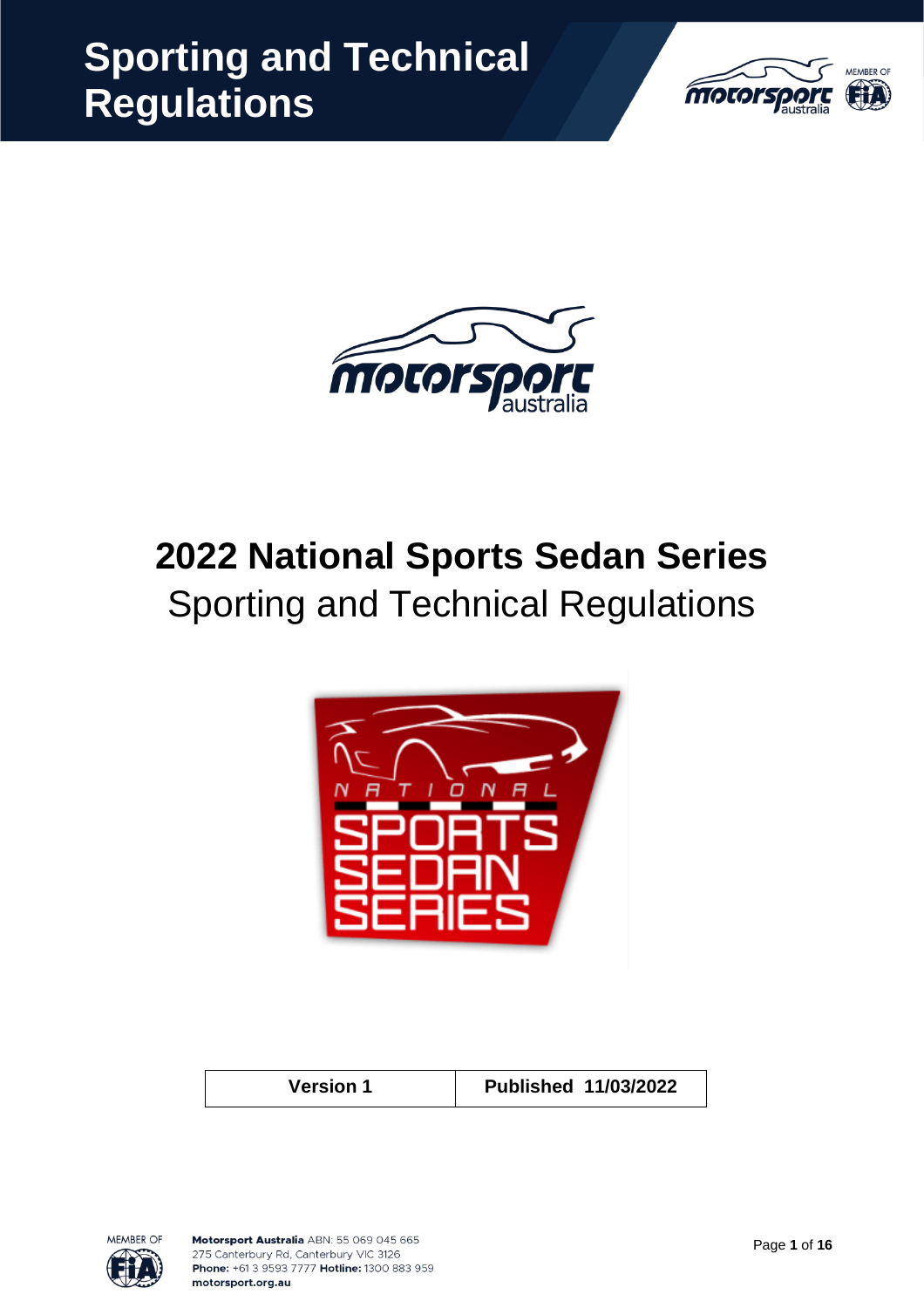# Sporting and Technical Regulations

# 2022 National Sports Sedan Series

## Sporting and Technical Regulations

| Version 1 | Published 11/03/2022 |
| --- | --- |

**Motorsport Australia** ABN: 55 069 045 665
275 Canterbury Rd, Canterbury VIC 3126
**Phone:** +61 3 9593 7777 **Hotline:** 1300 883 959
**motorsport.org.au**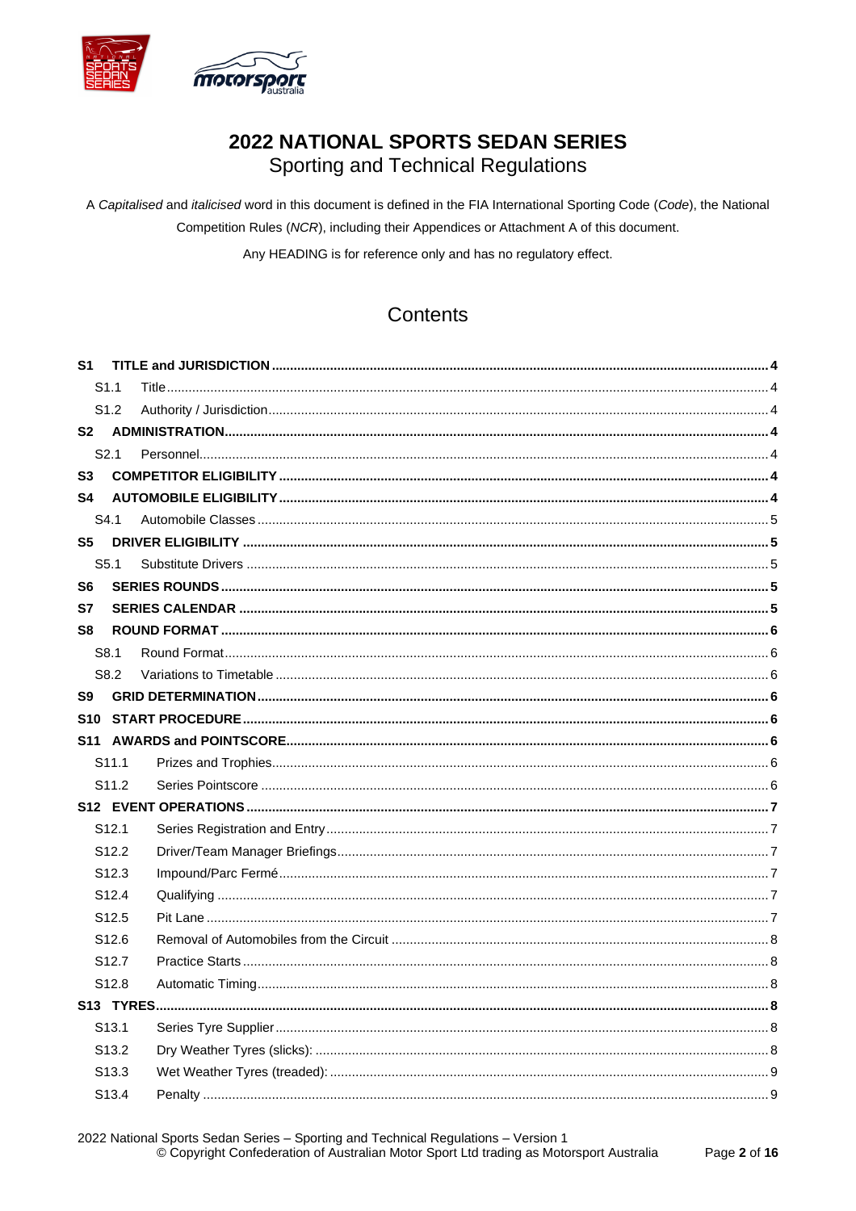# 2022 NATIONAL SPORTS SEDAN SERIES

## Sporting and Technical Regulations

A *Capitalised* and *italicised* word in this document is defined in the FIA International Sporting Code (*Code*), the National Competition Rules (*NCR*), including their Appendices or Attachment A of this document.

Any HEADING is for reference only and has no regulatory effect.

## Contents

**S1 TITLE and JURISDICTION** ..... 4
- S1.1 Title ..... 4
- S1.2 Authority / Jurisdiction ..... 4

**S2 ADMINISTRATION** ..... 4
- S2.1 Personnel ..... 4

**S3 COMPETITOR ELIGIBILITY** ..... 4

**S4 AUTOMOBILE ELIGIBILITY** ..... 4
- S4.1 Automobile Classes ..... 5

**S5 DRIVER ELIGIBILITY** ..... 5
- S5.1 Substitute Drivers ..... 5

**S6 SERIES ROUNDS** ..... 5

**S7 SERIES CALENDAR** ..... 5

**S8 ROUND FORMAT** ..... 6
- S8.1 Round Format ..... 6
- S8.2 Variations to Timetable ..... 6

**S9 GRID DETERMINATION** ..... 6

**S10 START PROCEDURE** ..... 6

**S11 AWARDS and POINTSCORE** ..... 6
- S11.1 Prizes and Trophies ..... 6
- S11.2 Series Pointscore ..... 6

**S12 EVENT OPERATIONS** ..... 7
- S12.1 Series Registration and Entry ..... 7
- S12.2 Driver/Team Manager Briefings ..... 7
- S12.3 Impound/Parc Fermé ..... 7
- S12.4 Qualifying ..... 7
- S12.5 Pit Lane ..... 7
- S12.6 Removal of Automobiles from the Circuit ..... 8
- S12.7 Practice Starts ..... 8
- S12.8 Automatic Timing ..... 8

**S13 TYRES** ..... 8
- S13.1 Series Tyre Supplier ..... 8
- S13.2 Dry Weather Tyres (slicks): ..... 8
- S13.3 Wet Weather Tyres (treaded): ..... 9
- S13.4 Penalty ..... 9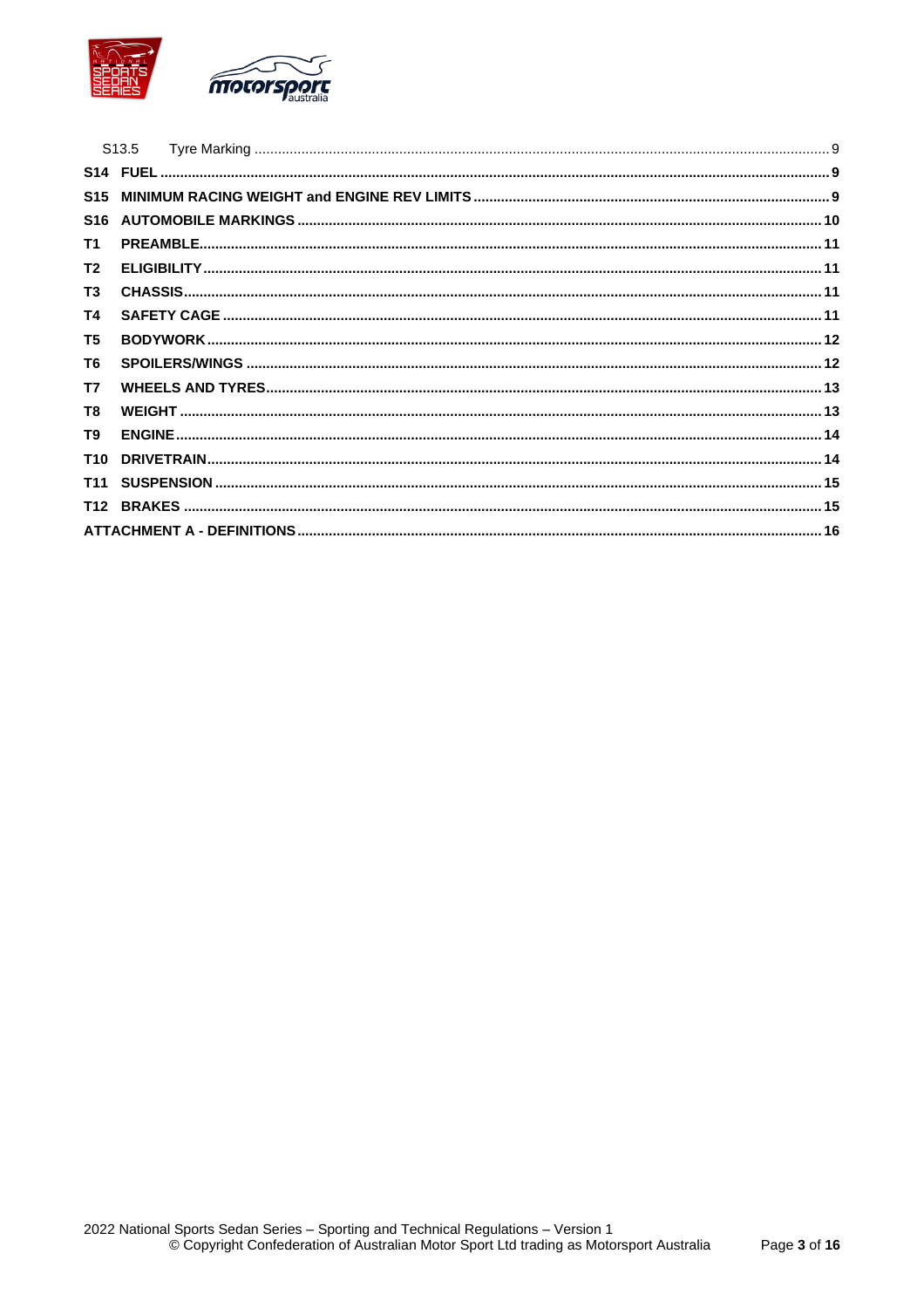S13.5 Tyre Marking ..... 9

**S14 FUEL** ..... **9**

**S15 MINIMUM RACING WEIGHT and ENGINE REV LIMITS** ..... **9**

**S16 AUTOMOBILE MARKINGS** ..... **10**

**T1 PREAMBLE** ..... **11**

**T2 ELIGIBILITY** ..... **11**

**T3 CHASSIS** ..... **11**

**T4 SAFETY CAGE** ..... **11**

**T5 BODYWORK** ..... **12**

**T6 SPOILERS/WINGS** ..... **12**

**T7 WHEELS AND TYRES** ..... **13**

**T8 WEIGHT** ..... **13**

**T9 ENGINE** ..... **14**

**T10 DRIVETRAIN** ..... **14**

**T11 SUSPENSION** ..... **15**

**T12 BRAKES** ..... **15**

**ATTACHMENT A - DEFINITIONS** ..... **16**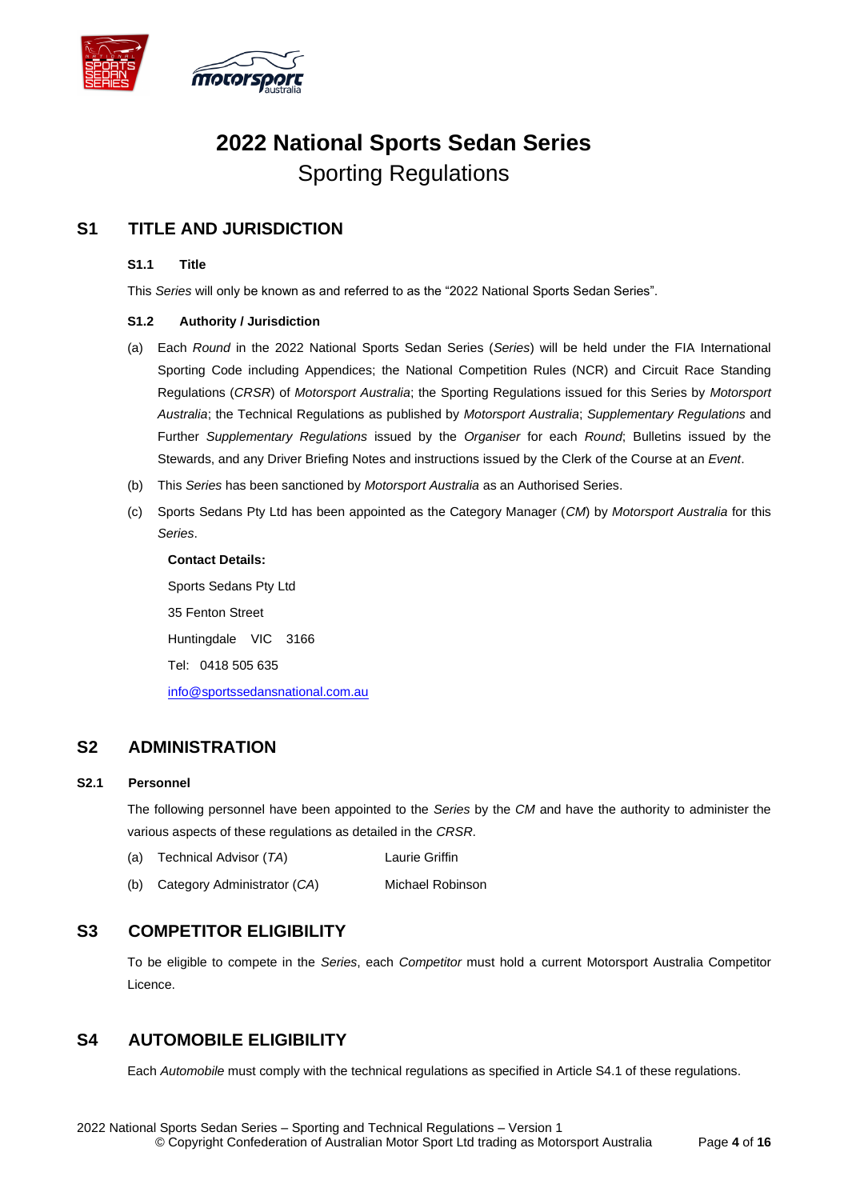# 2022 National Sports Sedan Series

## Sporting Regulations

## S1 TITLE AND JURISDICTION

### S1.1 Title

This *Series* will only be known as and referred to as the "2022 National Sports Sedan Series".

### S1.2 Authority / Jurisdiction

(a) Each *Round* in the 2022 National Sports Sedan Series (*Series*) will be held under the FIA International Sporting Code including Appendices; the National Competition Rules (NCR) and Circuit Race Standing Regulations (*CRSR*) of *Motorsport Australia*; the Sporting Regulations issued for this Series by *Motorsport Australia*; the Technical Regulations as published by *Motorsport Australia*; *Supplementary Regulations* and Further *Supplementary Regulations* issued by the *Organiser* for each *Round*; Bulletins issued by the Stewards, and any Driver Briefing Notes and instructions issued by the Clerk of the Course at an *Event*.

(b) This *Series* has been sanctioned by *Motorsport Australia* as an Authorised Series.

(c) Sports Sedans Pty Ltd has been appointed as the Category Manager (*CM*) by *Motorsport Australia* for this *Series*.

**Contact Details:**

Sports Sedans Pty Ltd

35 Fenton Street

Huntingdale VIC 3166

Tel: 0418 505 635

info@sportssedansnational.com.au

## S2 ADMINISTRATION

### S2.1 Personnel

The following personnel have been appointed to the *Series* by the *CM* and have the authority to administer the various aspects of these regulations as detailed in the *CRSR*.

(a) Technical Advisor (*TA*) Laurie Griffin

(b) Category Administrator (*CA*) Michael Robinson

## S3 COMPETITOR ELIGIBILITY

To be eligible to compete in the *Series*, each *Competitor* must hold a current Motorsport Australia Competitor Licence.

## S4 AUTOMOBILE ELIGIBILITY

Each *Automobile* must comply with the technical regulations as specified in Article S4.1 of these regulations.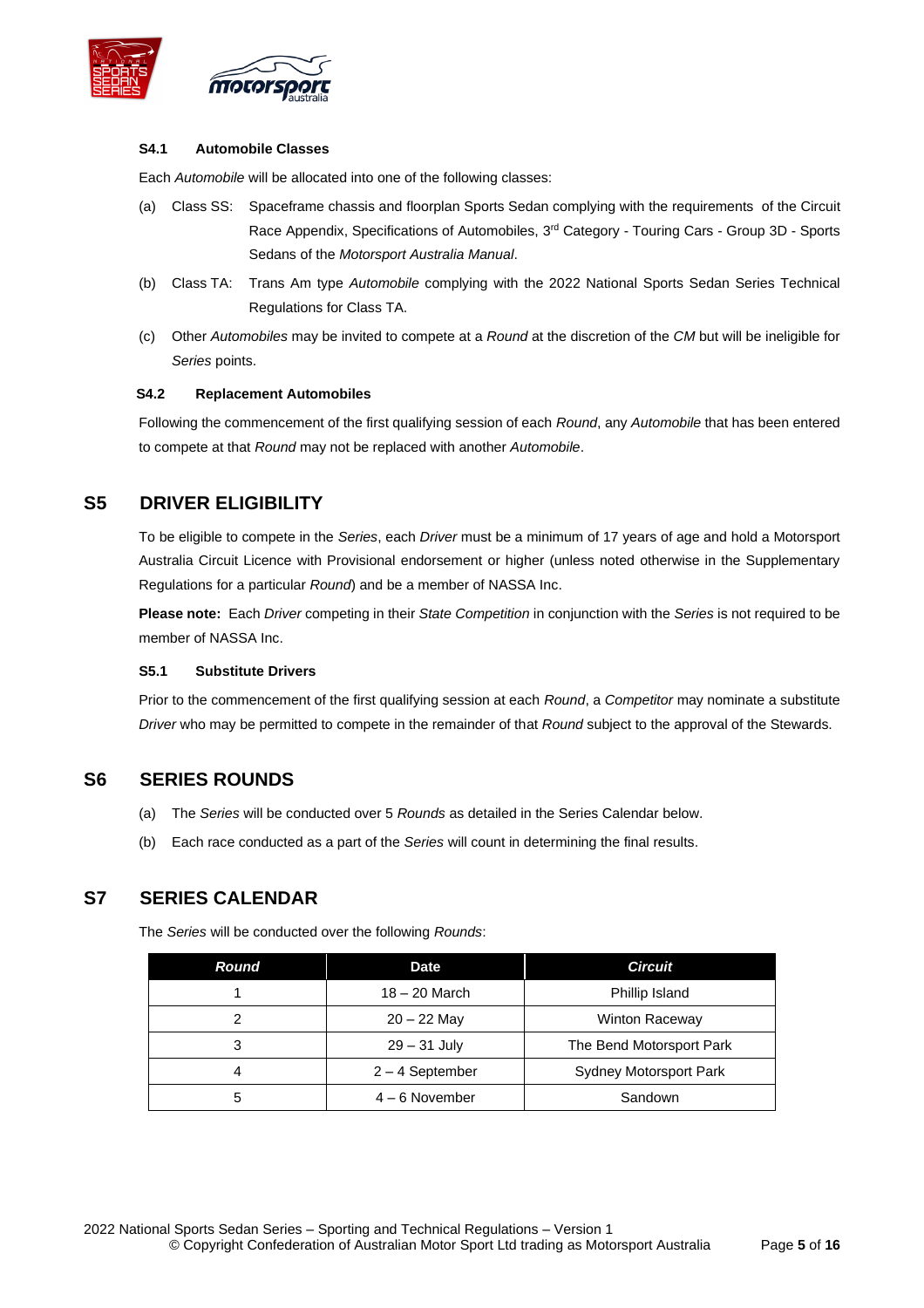### S4.1 Automobile Classes

Each *Automobile* will be allocated into one of the following classes:

(a) Class SS: Spaceframe chassis and floorplan Sports Sedan complying with the requirements of the Circuit Race Appendix, Specifications of Automobiles, 3rd Category - Touring Cars - Group 3D - Sports Sedans of the *Motorsport Australia Manual*.

(b) Class TA: Trans Am type *Automobile* complying with the 2022 National Sports Sedan Series Technical Regulations for Class TA.

(c) Other *Automobiles* may be invited to compete at a *Round* at the discretion of the *CM* but will be ineligible for *Series* points.

### S4.2 Replacement Automobiles

Following the commencement of the first qualifying session of each *Round*, any *Automobile* that has been entered to compete at that *Round* may not be replaced with another *Automobile*.

## S5 DRIVER ELIGIBILITY

To be eligible to compete in the *Series*, each *Driver* must be a minimum of 17 years of age and hold a Motorsport Australia Circuit Licence with Provisional endorsement or higher (unless noted otherwise in the Supplementary Regulations for a particular *Round*) and be a member of NASSA Inc.

**Please note:** Each *Driver* competing in their *State Competition* in conjunction with the *Series* is not required to be member of NASSA Inc.

### S5.1 Substitute Drivers

Prior to the commencement of the first qualifying session at each *Round*, a *Competitor* may nominate a substitute *Driver* who may be permitted to compete in the remainder of that *Round* subject to the approval of the Stewards.

## S6 SERIES ROUNDS

(a) The *Series* will be conducted over 5 *Rounds* as detailed in the Series Calendar below.

(b) Each race conducted as a part of the *Series* will count in determining the final results.

## S7 SERIES CALENDAR

The *Series* will be conducted over the following *Rounds*:

| *Round* | Date | *Circuit* |
|---|---|---|
| 1 | 18 – 20 March | Phillip Island |
| 2 | 20 – 22 May | Winton Raceway |
| 3 | 29 – 31 July | The Bend Motorsport Park |
| 4 | 2 – 4 September | Sydney Motorsport Park |
| 5 | 4 – 6 November | Sandown |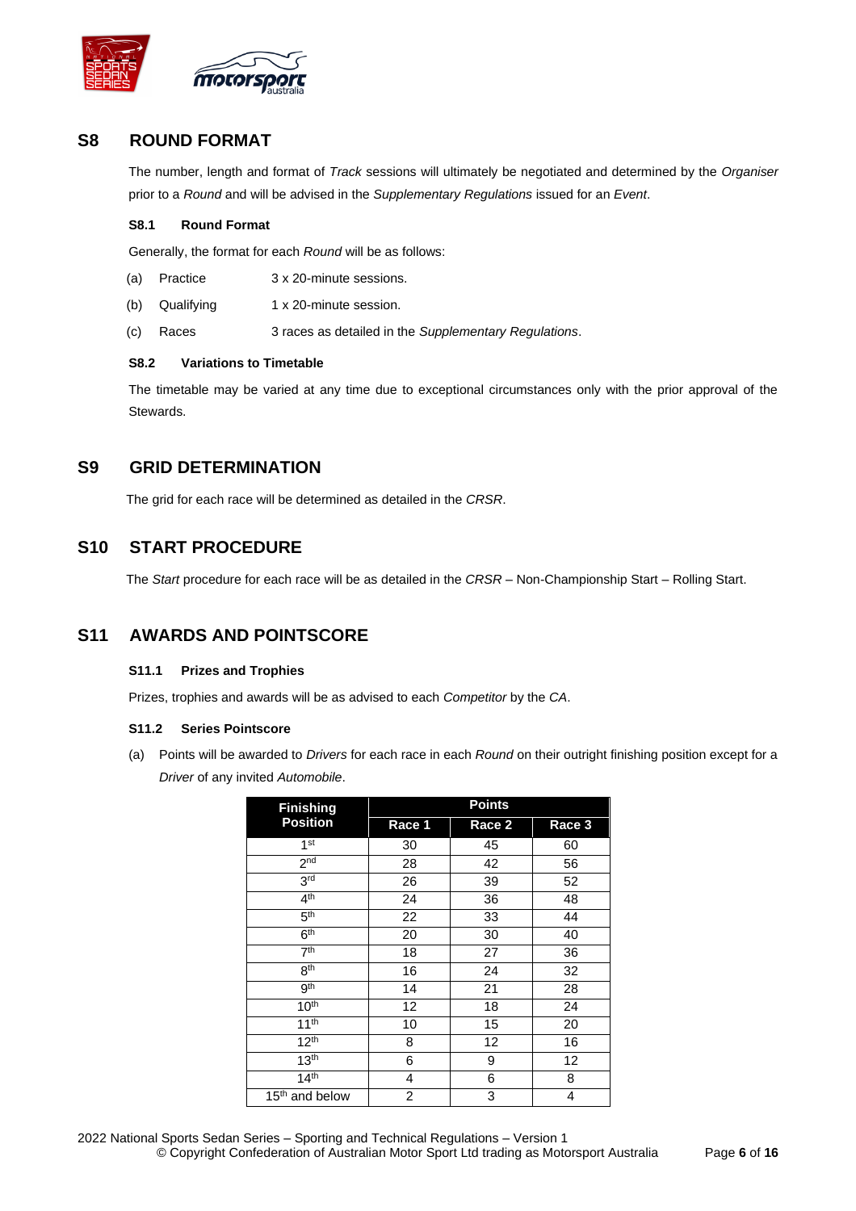## S8 ROUND FORMAT

The number, length and format of *Track* sessions will ultimately be negotiated and determined by the *Organiser* prior to a *Round* and will be advised in the *Supplementary Regulations* issued for an *Event*.

### S8.1 Round Format

Generally, the format for each *Round* will be as follows:

(a) Practice 3 x 20-minute sessions.

(b) Qualifying 1 x 20-minute session.

(c) Races 3 races as detailed in the *Supplementary Regulations*.

### S8.2 Variations to Timetable

The timetable may be varied at any time due to exceptional circumstances only with the prior approval of the Stewards.

## S9 GRID DETERMINATION

The grid for each race will be determined as detailed in the *CRSR*.

## S10 START PROCEDURE

The *Start* procedure for each race will be as detailed in the *CRSR* – Non-Championship Start – Rolling Start.

## S11 AWARDS AND POINTSCORE

### S11.1 Prizes and Trophies

Prizes, trophies and awards will be as advised to each *Competitor* by the *CA*.

### S11.2 Series Pointscore

(a) Points will be awarded to *Drivers* for each race in each *Round* on their outright finishing position except for a *Driver* of any invited *Automobile*.

| Finishing Position | Points | | |
|---|---|---|---|
| | Race 1 | Race 2 | Race 3 |
| 1st | 30 | 45 | 60 |
| 2nd | 28 | 42 | 56 |
| 3rd | 26 | 39 | 52 |
| 4th | 24 | 36 | 48 |
| 5th | 22 | 33 | 44 |
| 6th | 20 | 30 | 40 |
| 7th | 18 | 27 | 36 |
| 8th | 16 | 24 | 32 |
| 9th | 14 | 21 | 28 |
| 10th | 12 | 18 | 24 |
| 11th | 10 | 15 | 20 |
| 12th | 8 | 12 | 16 |
| 13th | 6 | 9 | 12 |
| 14th | 4 | 6 | 8 |
| 15th and below | 2 | 3 | 4 |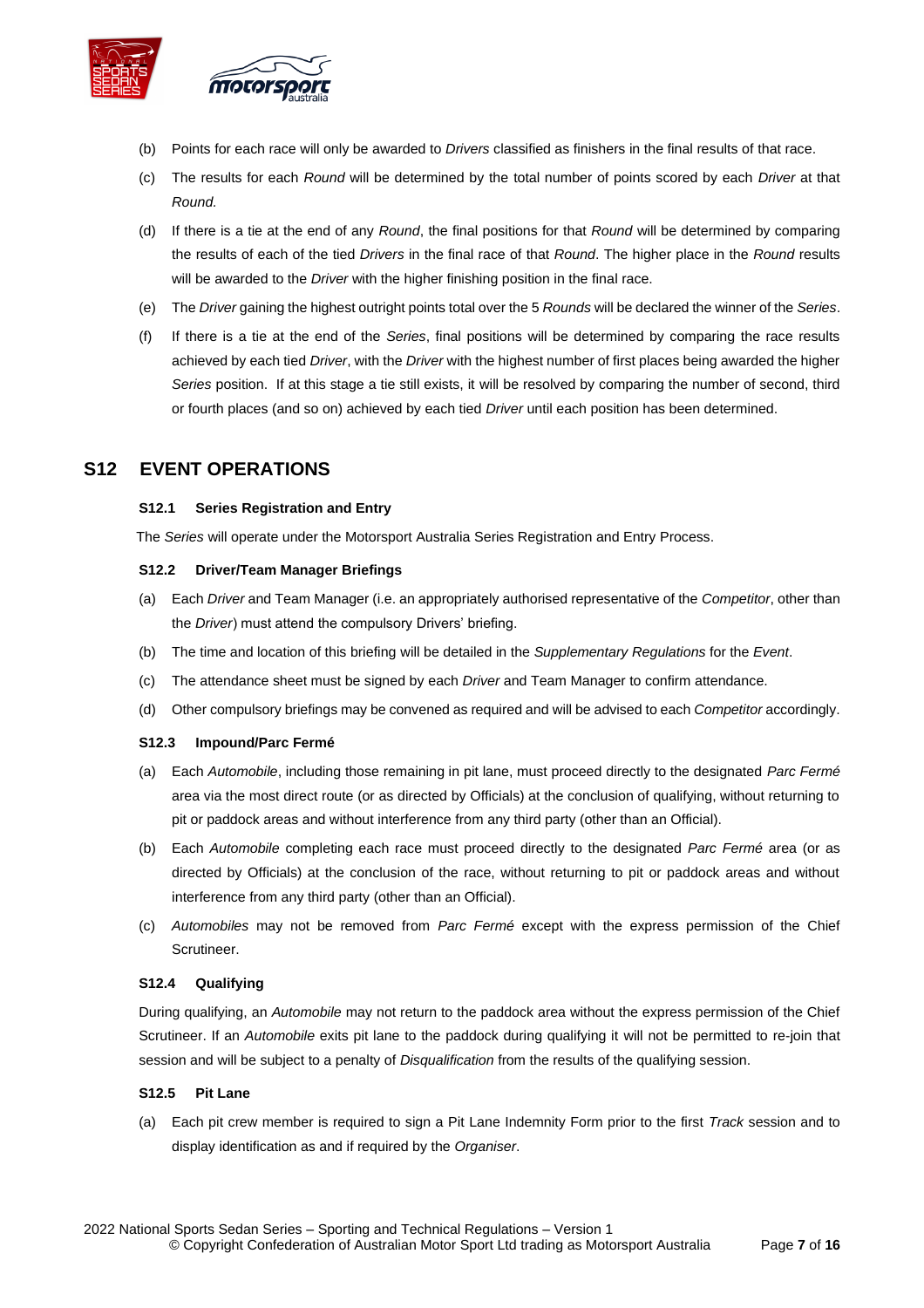(b) Points for each race will only be awarded to *Drivers* classified as finishers in the final results of that race.

(c) The results for each *Round* will be determined by the total number of points scored by each *Driver* at that *Round.*

(d) If there is a tie at the end of any *Round*, the final positions for that *Round* will be determined by comparing the results of each of the tied *Drivers* in the final race of that *Round*. The higher place in the *Round* results will be awarded to the *Driver* with the higher finishing position in the final race.

(e) The *Driver* gaining the highest outright points total over the 5 *Rounds* will be declared the winner of the *Series*.

(f) If there is a tie at the end of the *Series*, final positions will be determined by comparing the race results achieved by each tied *Driver*, with the *Driver* with the highest number of first places being awarded the higher *Series* position. If at this stage a tie still exists, it will be resolved by comparing the number of second, third or fourth places (and so on) achieved by each tied *Driver* until each position has been determined.

## S12 EVENT OPERATIONS

### S12.1 Series Registration and Entry

The *Series* will operate under the Motorsport Australia Series Registration and Entry Process.

### S12.2 Driver/Team Manager Briefings

(a) Each *Driver* and Team Manager (i.e. an appropriately authorised representative of the *Competitor*, other than the *Driver*) must attend the compulsory Drivers' briefing.

(b) The time and location of this briefing will be detailed in the *Supplementary Regulations* for the *Event*.

(c) The attendance sheet must be signed by each *Driver* and Team Manager to confirm attendance.

(d) Other compulsory briefings may be convened as required and will be advised to each *Competitor* accordingly.

### S12.3 Impound/Parc Fermé

(a) Each *Automobile*, including those remaining in pit lane, must proceed directly to the designated *Parc Fermé* area via the most direct route (or as directed by Officials) at the conclusion of qualifying, without returning to pit or paddock areas and without interference from any third party (other than an Official).

(b) Each *Automobile* completing each race must proceed directly to the designated *Parc Fermé* area (or as directed by Officials) at the conclusion of the race, without returning to pit or paddock areas and without interference from any third party (other than an Official).

(c) *Automobiles* may not be removed from *Parc Fermé* except with the express permission of the Chief Scrutineer.

### S12.4 Qualifying

During qualifying, an *Automobile* may not return to the paddock area without the express permission of the Chief Scrutineer. If an *Automobile* exits pit lane to the paddock during qualifying it will not be permitted to re-join that session and will be subject to a penalty of *Disqualification* from the results of the qualifying session.

### S12.5 Pit Lane

(a) Each pit crew member is required to sign a Pit Lane Indemnity Form prior to the first *Track* session and to display identification as and if required by the *Organiser*.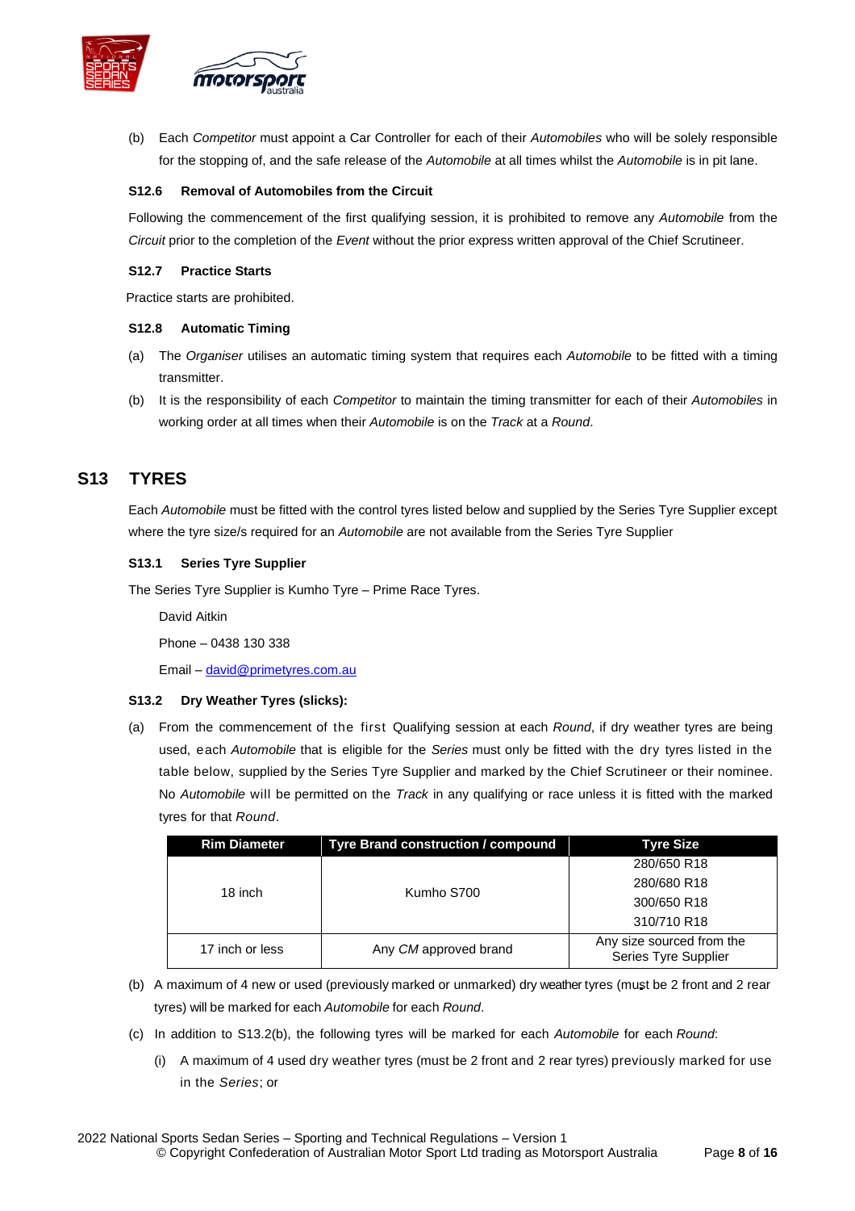(b) Each *Competitor* must appoint a Car Controller for each of their *Automobiles* who will be solely responsible for the stopping of, and the safe release of the *Automobile* at all times whilst the *Automobile* is in pit lane.

### S12.6 Removal of Automobiles from the Circuit

Following the commencement of the first qualifying session, it is prohibited to remove any *Automobile* from the *Circuit* prior to the completion of the *Event* without the prior express written approval of the Chief Scrutineer.

### S12.7 Practice Starts

Practice starts are prohibited.

### S12.8 Automatic Timing

(a) The *Organiser* utilises an automatic timing system that requires each *Automobile* to be fitted with a timing transmitter.

(b) It is the responsibility of each *Competitor* to maintain the timing transmitter for each of their *Automobiles* in working order at all times when their *Automobile* is on the *Track* at a *Round*.

## S13 TYRES

Each *Automobile* must be fitted with the control tyres listed below and supplied by the Series Tyre Supplier except where the tyre size/s required for an *Automobile* are not available from the Series Tyre Supplier

### S13.1 Series Tyre Supplier

The Series Tyre Supplier is Kumho Tyre – Prime Race Tyres.

David Aitkin

Phone – 0438 130 338

Email – david@primetyres.com.au

### S13.2 Dry Weather Tyres (slicks):

(a) From the commencement of the first Qualifying session at each *Round*, if dry weather tyres are being used, each *Automobile* that is eligible for the *Series* must only be fitted with the dry tyres listed in the table below, supplied by the Series Tyre Supplier and marked by the Chief Scrutineer or their nominee. No *Automobile* will be permitted on the *Track* in any qualifying or race unless it is fitted with the marked tyres for that *Round*.

| Rim Diameter | Tyre Brand construction / compound | Tyre Size |
|---|---|---|
| 18 inch | Kumho S700 | 280/650 R18<br>280/680 R18<br>300/650 R18<br>310/710 R18 |
| 17 inch or less | Any *CM* approved brand | Any size sourced from the Series Tyre Supplier |

(b) A maximum of 4 new or used (previously marked or unmarked) dry weather tyres (must be 2 front and 2 rear tyres) will be marked for each *Automobile* for each *Round*.

(c) In addition to S13.2(b), the following tyres will be marked for each *Automobile* for each *Round*:

  (i) A maximum of 4 used dry weather tyres (must be 2 front and 2 rear tyres) previously marked for use in the *Series*; or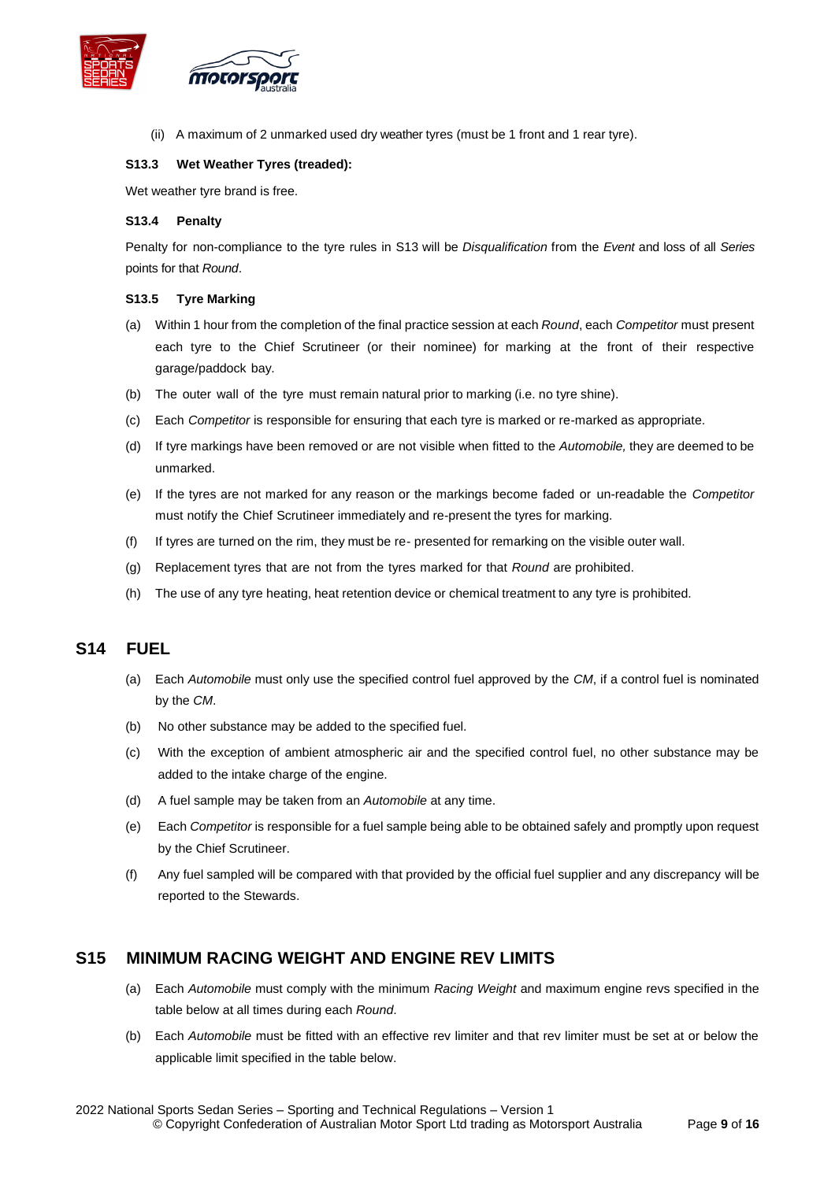(ii) A maximum of 2 unmarked used dry weather tyres (must be 1 front and 1 rear tyre).

#### S13.3 Wet Weather Tyres (treaded):

Wet weather tyre brand is free.

#### S13.4 Penalty

Penalty for non-compliance to the tyre rules in S13 will be *Disqualification* from the *Event* and loss of all *Series* points for that *Round*.

#### S13.5 Tyre Marking

(a) Within 1 hour from the completion of the final practice session at each *Round*, each *Competitor* must present each tyre to the Chief Scrutineer (or their nominee) for marking at the front of their respective garage/paddock bay.

(b) The outer wall of the tyre must remain natural prior to marking (i.e. no tyre shine).

(c) Each *Competitor* is responsible for ensuring that each tyre is marked or re-marked as appropriate.

(d) If tyre markings have been removed or are not visible when fitted to the *Automobile,* they are deemed to be unmarked.

(e) If the tyres are not marked for any reason or the markings become faded or un-readable the *Competitor* must notify the Chief Scrutineer immediately and re-present the tyres for marking.

(f) If tyres are turned on the rim, they must be re- presented for remarking on the visible outer wall.

(g) Replacement tyres that are not from the tyres marked for that *Round* are prohibited.

(h) The use of any tyre heating, heat retention device or chemical treatment to any tyre is prohibited.

## S14 FUEL

(a) Each *Automobile* must only use the specified control fuel approved by the *CM*, if a control fuel is nominated by the *CM*.

(b) No other substance may be added to the specified fuel.

(c) With the exception of ambient atmospheric air and the specified control fuel, no other substance may be added to the intake charge of the engine.

(d) A fuel sample may be taken from an *Automobile* at any time.

(e) Each *Competitor* is responsible for a fuel sample being able to be obtained safely and promptly upon request by the Chief Scrutineer.

(f) Any fuel sampled will be compared with that provided by the official fuel supplier and any discrepancy will be reported to the Stewards.

## S15 MINIMUM RACING WEIGHT AND ENGINE REV LIMITS

(a) Each *Automobile* must comply with the minimum *Racing Weight* and maximum engine revs specified in the table below at all times during each *Round*.

(b) Each *Automobile* must be fitted with an effective rev limiter and that rev limiter must be set at or below the applicable limit specified in the table below.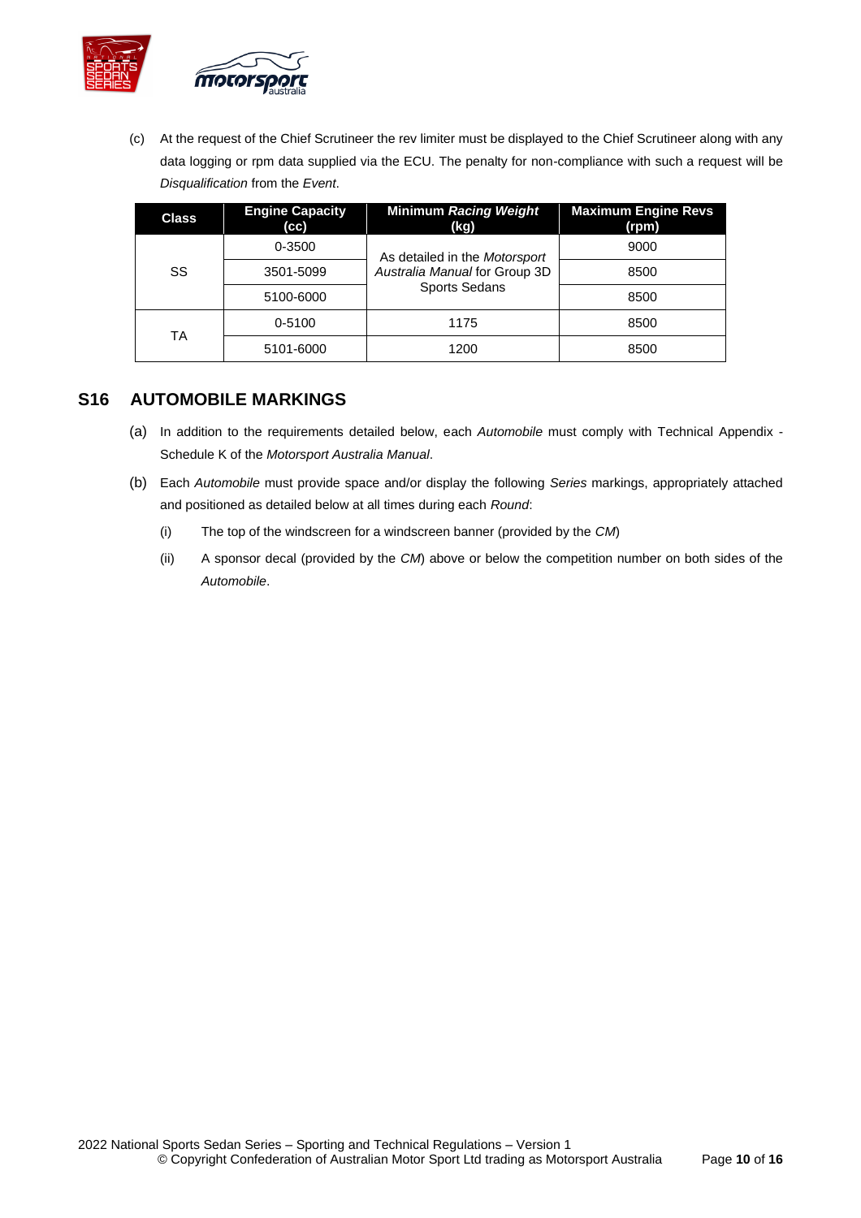(c) At the request of the Chief Scrutineer the rev limiter must be displayed to the Chief Scrutineer along with any data logging or rpm data supplied via the ECU. The penalty for non-compliance with such a request will be *Disqualification* from the *Event*.

| Class | Engine Capacity (cc) | Minimum *Racing Weight* (kg) | Maximum Engine Revs (rpm) |
|---|---|---|---|
| SS | 0-3500 | As detailed in the *Motorsport Australia Manual* for Group 3D Sports Sedans | 9000 |
| | 3501-5099 | | 8500 |
| | 5100-6000 | | 8500 |
| TA | 0-5100 | 1175 | 8500 |
| | 5101-6000 | 1200 | 8500 |

## S16 AUTOMOBILE MARKINGS

(a) In addition to the requirements detailed below, each *Automobile* must comply with Technical Appendix - Schedule K of the *Motorsport Australia Manual*.

(b) Each *Automobile* must provide space and/or display the following *Series* markings, appropriately attached and positioned as detailed below at all times during each *Round*:

(i) The top of the windscreen for a windscreen banner (provided by the *CM*)

(ii) A sponsor decal (provided by the *CM*) above or below the competition number on both sides of the *Automobile*.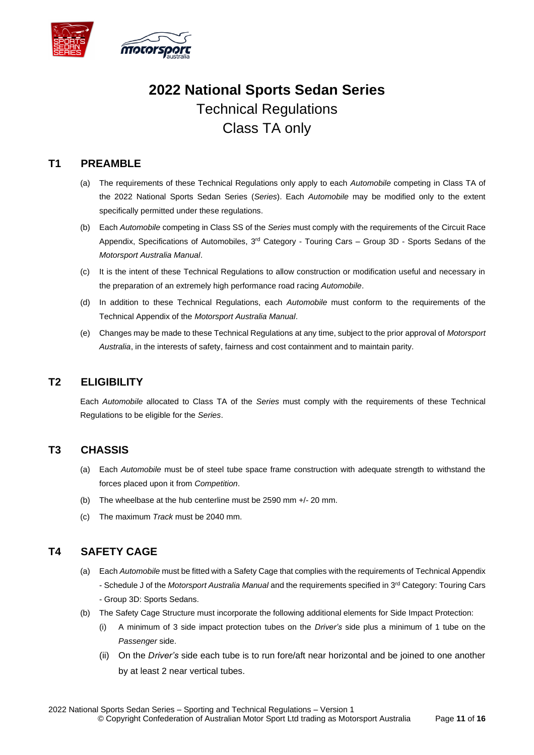# 2022 National Sports Sedan Series

Technical Regulations

Class TA only

## T1 PREAMBLE

(a) The requirements of these Technical Regulations only apply to each *Automobile* competing in Class TA of the 2022 National Sports Sedan Series (*Series*). Each *Automobile* may be modified only to the extent specifically permitted under these regulations.

(b) Each *Automobile* competing in Class SS of the *Series* must comply with the requirements of the Circuit Race Appendix, Specifications of Automobiles, 3rd Category - Touring Cars – Group 3D - Sports Sedans of the *Motorsport Australia Manual*.

(c) It is the intent of these Technical Regulations to allow construction or modification useful and necessary in the preparation of an extremely high performance road racing *Automobile*.

(d) In addition to these Technical Regulations, each *Automobile* must conform to the requirements of the Technical Appendix of the *Motorsport Australia Manual*.

(e) Changes may be made to these Technical Regulations at any time, subject to the prior approval of *Motorsport Australia*, in the interests of safety, fairness and cost containment and to maintain parity.

## T2 ELIGIBILITY

Each *Automobile* allocated to Class TA of the *Series* must comply with the requirements of these Technical Regulations to be eligible for the *Series*.

## T3 CHASSIS

(a) Each *Automobile* must be of steel tube space frame construction with adequate strength to withstand the forces placed upon it from *Competition*.

(b) The wheelbase at the hub centerline must be 2590 mm +/- 20 mm.

(c) The maximum *Track* must be 2040 mm.

## T4 SAFETY CAGE

(a) Each *Automobile* must be fitted with a Safety Cage that complies with the requirements of Technical Appendix - Schedule J of the *Motorsport Australia Manual* and the requirements specified in 3rd Category: Touring Cars - Group 3D: Sports Sedans.

(b) The Safety Cage Structure must incorporate the following additional elements for Side Impact Protection:

   (i) A minimum of 3 side impact protection tubes on the *Driver's* side plus a minimum of 1 tube on the *Passenger* side.

   (ii) On the *Driver's* side each tube is to run fore/aft near horizontal and be joined to one another by at least 2 near vertical tubes.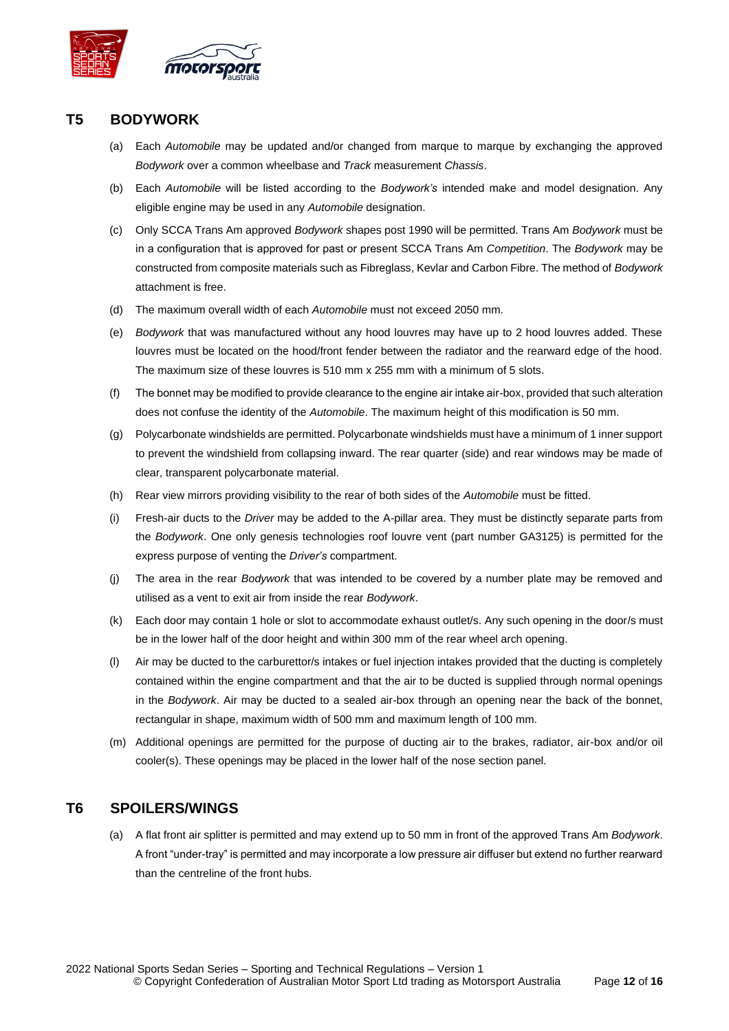## T5 BODYWORK

(a) Each *Automobile* may be updated and/or changed from marque to marque by exchanging the approved *Bodywork* over a common wheelbase and *Track* measurement *Chassis*.

(b) Each *Automobile* will be listed according to the *Bodywork's* intended make and model designation. Any eligible engine may be used in any *Automobile* designation.

(c) Only SCCA Trans Am approved *Bodywork* shapes post 1990 will be permitted. Trans Am *Bodywork* must be in a configuration that is approved for past or present SCCA Trans Am *Competition*. The *Bodywork* may be constructed from composite materials such as Fibreglass, Kevlar and Carbon Fibre. The method of *Bodywork* attachment is free.

(d) The maximum overall width of each *Automobile* must not exceed 2050 mm.

(e) *Bodywork* that was manufactured without any hood louvres may have up to 2 hood louvres added. These louvres must be located on the hood/front fender between the radiator and the rearward edge of the hood. The maximum size of these louvres is 510 mm x 255 mm with a minimum of 5 slots.

(f) The bonnet may be modified to provide clearance to the engine air intake air-box, provided that such alteration does not confuse the identity of the *Automobile*. The maximum height of this modification is 50 mm.

(g) Polycarbonate windshields are permitted. Polycarbonate windshields must have a minimum of 1 inner support to prevent the windshield from collapsing inward. The rear quarter (side) and rear windows may be made of clear, transparent polycarbonate material.

(h) Rear view mirrors providing visibility to the rear of both sides of the *Automobile* must be fitted.

(i) Fresh-air ducts to the *Driver* may be added to the A-pillar area. They must be distinctly separate parts from the *Bodywork*. One only genesis technologies roof louvre vent (part number GA3125) is permitted for the express purpose of venting the *Driver's* compartment.

(j) The area in the rear *Bodywork* that was intended to be covered by a number plate may be removed and utilised as a vent to exit air from inside the rear *Bodywork*.

(k) Each door may contain 1 hole or slot to accommodate exhaust outlet/s. Any such opening in the door/s must be in the lower half of the door height and within 300 mm of the rear wheel arch opening.

(l) Air may be ducted to the carburettor/s intakes or fuel injection intakes provided that the ducting is completely contained within the engine compartment and that the air to be ducted is supplied through normal openings in the *Bodywork*. Air may be ducted to a sealed air-box through an opening near the back of the bonnet, rectangular in shape, maximum width of 500 mm and maximum length of 100 mm.

(m) Additional openings are permitted for the purpose of ducting air to the brakes, radiator, air-box and/or oil cooler(s). These openings may be placed in the lower half of the nose section panel.

## T6 SPOILERS/WINGS

(a) A flat front air splitter is permitted and may extend up to 50 mm in front of the approved Trans Am *Bodywork*. A front "under-tray" is permitted and may incorporate a low pressure air diffuser but extend no further rearward than the centreline of the front hubs.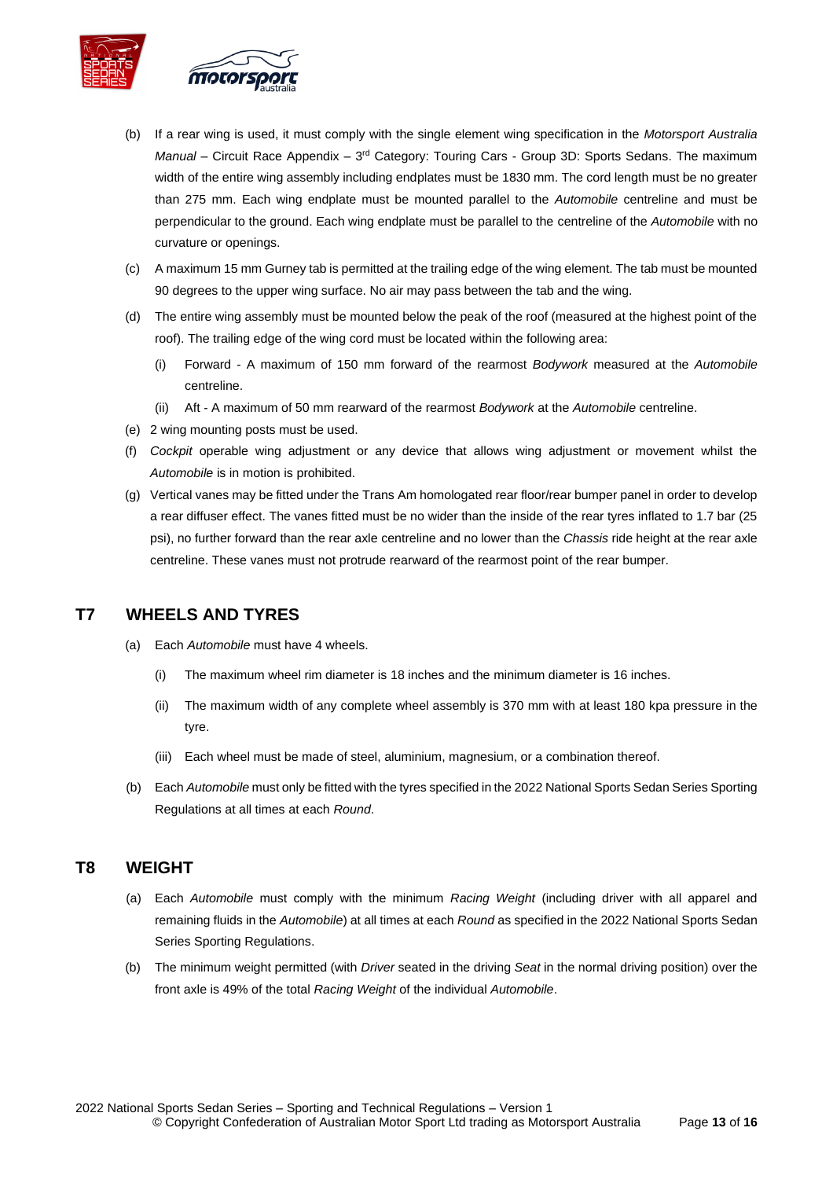(b) If a rear wing is used, it must comply with the single element wing specification in the *Motorsport Australia Manual* – Circuit Race Appendix – 3rd Category: Touring Cars - Group 3D: Sports Sedans. The maximum width of the entire wing assembly including endplates must be 1830 mm. The cord length must be no greater than 275 mm. Each wing endplate must be mounted parallel to the *Automobile* centreline and must be perpendicular to the ground. Each wing endplate must be parallel to the centreline of the *Automobile* with no curvature or openings.

(c) A maximum 15 mm Gurney tab is permitted at the trailing edge of the wing element. The tab must be mounted 90 degrees to the upper wing surface. No air may pass between the tab and the wing.

(d) The entire wing assembly must be mounted below the peak of the roof (measured at the highest point of the roof). The trailing edge of the wing cord must be located within the following area:

  (i) Forward - A maximum of 150 mm forward of the rearmost *Bodywork* measured at the *Automobile* centreline.

  (ii) Aft - A maximum of 50 mm rearward of the rearmost *Bodywork* at the *Automobile* centreline.

(e) 2 wing mounting posts must be used.

(f) *Cockpit* operable wing adjustment or any device that allows wing adjustment or movement whilst the *Automobile* is in motion is prohibited.

(g) Vertical vanes may be fitted under the Trans Am homologated rear floor/rear bumper panel in order to develop a rear diffuser effect. The vanes fitted must be no wider than the inside of the rear tyres inflated to 1.7 bar (25 psi), no further forward than the rear axle centreline and no lower than the *Chassis* ride height at the rear axle centreline. These vanes must not protrude rearward of the rearmost point of the rear bumper.

## T7 WHEELS AND TYRES

(a) Each *Automobile* must have 4 wheels.

  (i) The maximum wheel rim diameter is 18 inches and the minimum diameter is 16 inches.

  (ii) The maximum width of any complete wheel assembly is 370 mm with at least 180 kpa pressure in the tyre.

  (iii) Each wheel must be made of steel, aluminium, magnesium, or a combination thereof.

(b) Each *Automobile* must only be fitted with the tyres specified in the 2022 National Sports Sedan Series Sporting Regulations at all times at each *Round*.

## T8 WEIGHT

(a) Each *Automobile* must comply with the minimum *Racing Weight* (including driver with all apparel and remaining fluids in the *Automobile*) at all times at each *Round* as specified in the 2022 National Sports Sedan Series Sporting Regulations.

(b) The minimum weight permitted (with *Driver* seated in the driving *Seat* in the normal driving position) over the front axle is 49% of the total *Racing Weight* of the individual *Automobile*.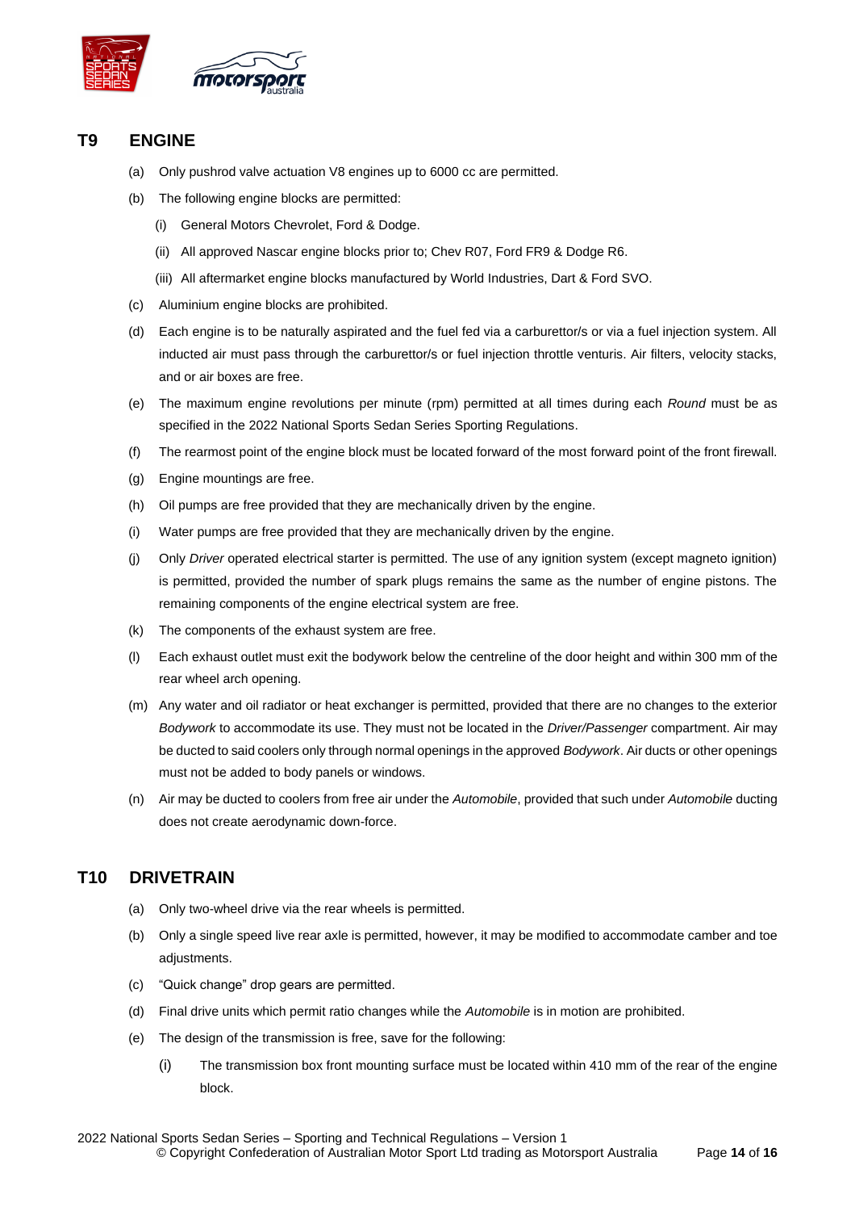## T9 ENGINE

(a) Only pushrod valve actuation V8 engines up to 6000 cc are permitted.

(b) The following engine blocks are permitted:

   (i) General Motors Chevrolet, Ford & Dodge.

   (ii) All approved Nascar engine blocks prior to; Chev R07, Ford FR9 & Dodge R6.

   (iii) All aftermarket engine blocks manufactured by World Industries, Dart & Ford SVO.

(c) Aluminium engine blocks are prohibited.

(d) Each engine is to be naturally aspirated and the fuel fed via a carburettor/s or via a fuel injection system. All inducted air must pass through the carburettor/s or fuel injection throttle venturis. Air filters, velocity stacks, and or air boxes are free.

(e) The maximum engine revolutions per minute (rpm) permitted at all times during each *Round* must be as specified in the 2022 National Sports Sedan Series Sporting Regulations.

(f) The rearmost point of the engine block must be located forward of the most forward point of the front firewall.

(g) Engine mountings are free.

(h) Oil pumps are free provided that they are mechanically driven by the engine.

(i) Water pumps are free provided that they are mechanically driven by the engine.

(j) Only *Driver* operated electrical starter is permitted. The use of any ignition system (except magneto ignition) is permitted, provided the number of spark plugs remains the same as the number of engine pistons. The remaining components of the engine electrical system are free.

(k) The components of the exhaust system are free.

(l) Each exhaust outlet must exit the bodywork below the centreline of the door height and within 300 mm of the rear wheel arch opening.

(m) Any water and oil radiator or heat exchanger is permitted, provided that there are no changes to the exterior *Bodywork* to accommodate its use. They must not be located in the *Driver/Passenger* compartment. Air may be ducted to said coolers only through normal openings in the approved *Bodywork*. Air ducts or other openings must not be added to body panels or windows.

(n) Air may be ducted to coolers from free air under the *Automobile*, provided that such under *Automobile* ducting does not create aerodynamic down-force.

## T10 DRIVETRAIN

(a) Only two-wheel drive via the rear wheels is permitted.

(b) Only a single speed live rear axle is permitted, however, it may be modified to accommodate camber and toe adjustments.

(c) "Quick change" drop gears are permitted.

(d) Final drive units which permit ratio changes while the *Automobile* is in motion are prohibited.

(e) The design of the transmission is free, save for the following:

   (i) The transmission box front mounting surface must be located within 410 mm of the rear of the engine block.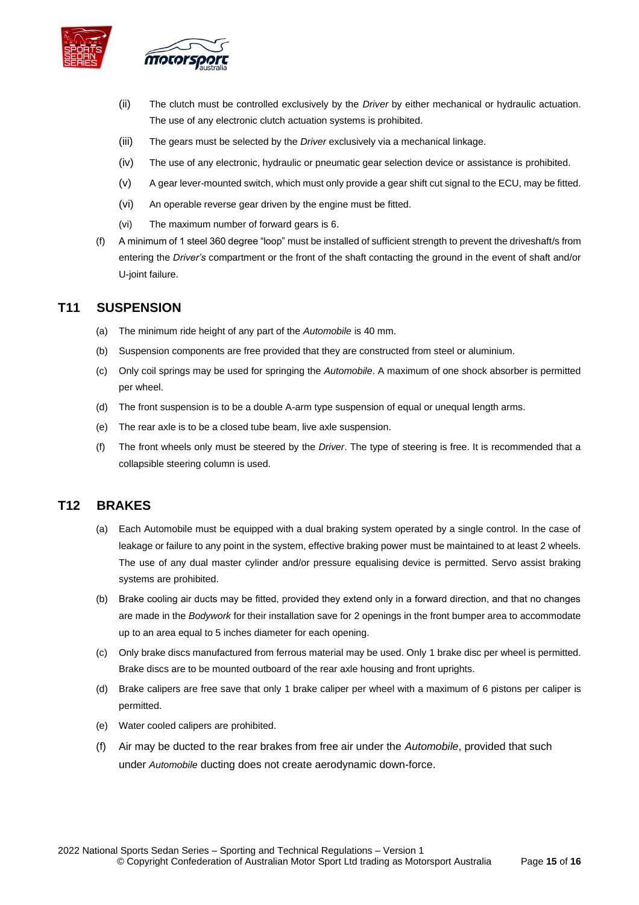(ii) The clutch must be controlled exclusively by the *Driver* by either mechanical or hydraulic actuation. The use of any electronic clutch actuation systems is prohibited.

(iii) The gears must be selected by the *Driver* exclusively via a mechanical linkage.

(iv) The use of any electronic, hydraulic or pneumatic gear selection device or assistance is prohibited.

(v) A gear lever-mounted switch, which must only provide a gear shift cut signal to the ECU, may be fitted.

(vi) An operable reverse gear driven by the engine must be fitted.

(vi) The maximum number of forward gears is 6.

(f) A minimum of 1 steel 360 degree "loop" must be installed of sufficient strength to prevent the driveshaft/s from entering the *Driver's* compartment or the front of the shaft contacting the ground in the event of shaft and/or U-joint failure.

## T11 SUSPENSION

(a) The minimum ride height of any part of the *Automobile* is 40 mm.

(b) Suspension components are free provided that they are constructed from steel or aluminium.

(c) Only coil springs may be used for springing the *Automobile*. A maximum of one shock absorber is permitted per wheel.

(d) The front suspension is to be a double A-arm type suspension of equal or unequal length arms.

(e) The rear axle is to be a closed tube beam, live axle suspension.

(f) The front wheels only must be steered by the *Driver*. The type of steering is free. It is recommended that a collapsible steering column is used.

## T12 BRAKES

(a) Each Automobile must be equipped with a dual braking system operated by a single control. In the case of leakage or failure to any point in the system, effective braking power must be maintained to at least 2 wheels. The use of any dual master cylinder and/or pressure equalising device is permitted. Servo assist braking systems are prohibited.

(b) Brake cooling air ducts may be fitted, provided they extend only in a forward direction, and that no changes are made in the *Bodywork* for their installation save for 2 openings in the front bumper area to accommodate up to an area equal to 5 inches diameter for each opening.

(c) Only brake discs manufactured from ferrous material may be used. Only 1 brake disc per wheel is permitted. Brake discs are to be mounted outboard of the rear axle housing and front uprights.

(d) Brake calipers are free save that only 1 brake caliper per wheel with a maximum of 6 pistons per caliper is permitted.

(e) Water cooled calipers are prohibited.

(f) Air may be ducted to the rear brakes from free air under the *Automobile*, provided that such under *Automobile* ducting does not create aerodynamic down-force.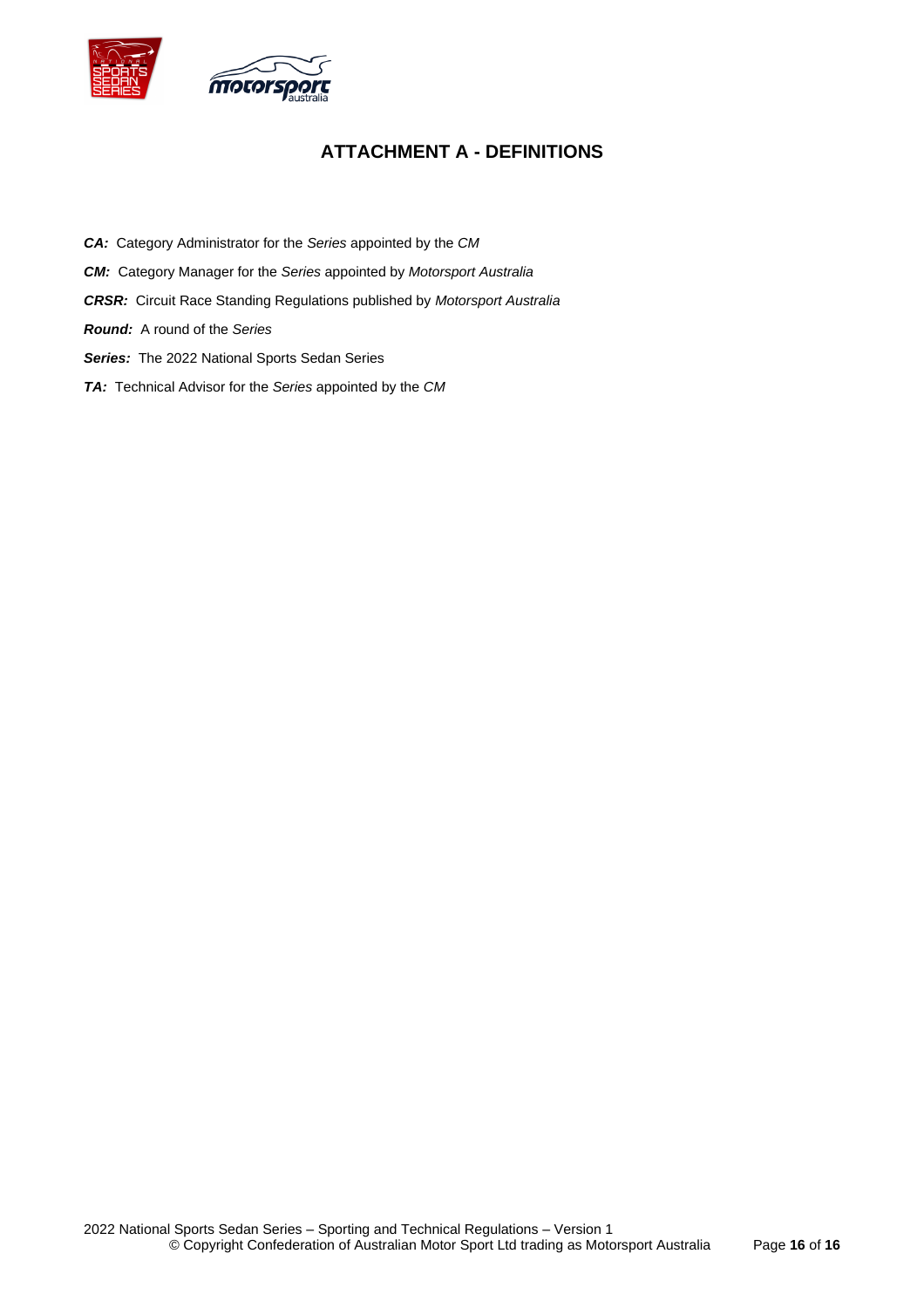# ATTACHMENT A - DEFINITIONS

***CA:*** Category Administrator for the *Series* appointed by the *CM*

***CM:*** Category Manager for the *Series* appointed by *Motorsport Australia*

***CRSR:*** Circuit Race Standing Regulations published by *Motorsport Australia*

***Round:*** A round of the *Series*

***Series:*** The 2022 National Sports Sedan Series

***TA:*** Technical Advisor for the *Series* appointed by the *CM*